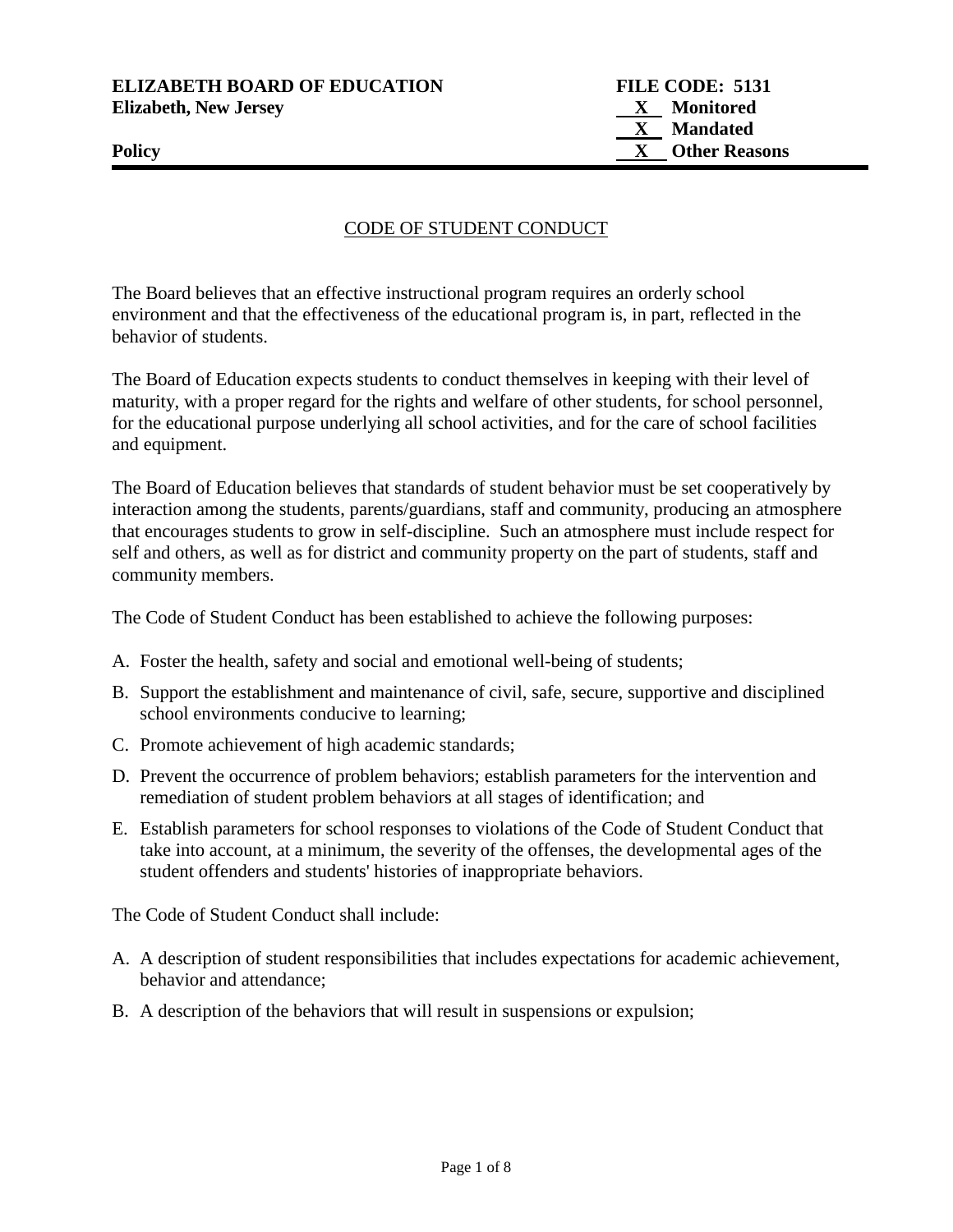**ELIZABETH BOARD OF EDUCATION**
**Elizabeth, New Jersey**

**Policy**

**FILE CODE: 5131**
**X Monitored**
**X Mandated**
**X Other Reasons**

# CODE OF STUDENT CONDUCT

The Board believes that an effective instructional program requires an orderly school environment and that the effectiveness of the educational program is, in part, reflected in the behavior of students.

The Board of Education expects students to conduct themselves in keeping with their level of maturity, with a proper regard for the rights and welfare of other students, for school personnel, for the educational purpose underlying all school activities, and for the care of school facilities and equipment.

The Board of Education believes that standards of student behavior must be set cooperatively by interaction among the students, parents/guardians, staff and community, producing an atmosphere that encourages students to grow in self-discipline. Such an atmosphere must include respect for self and others, as well as for district and community property on the part of students, staff and community members.

The Code of Student Conduct has been established to achieve the following purposes:

A. Foster the health, safety and social and emotional well-being of students;

B. Support the establishment and maintenance of civil, safe, secure, supportive and disciplined school environments conducive to learning;

C. Promote achievement of high academic standards;

D. Prevent the occurrence of problem behaviors; establish parameters for the intervention and remediation of student problem behaviors at all stages of identification; and

E. Establish parameters for school responses to violations of the Code of Student Conduct that take into account, at a minimum, the severity of the offenses, the developmental ages of the student offenders and students' histories of inappropriate behaviors.

The Code of Student Conduct shall include:

A. A description of student responsibilities that includes expectations for academic achievement, behavior and attendance;

B. A description of the behaviors that will result in suspensions or expulsion;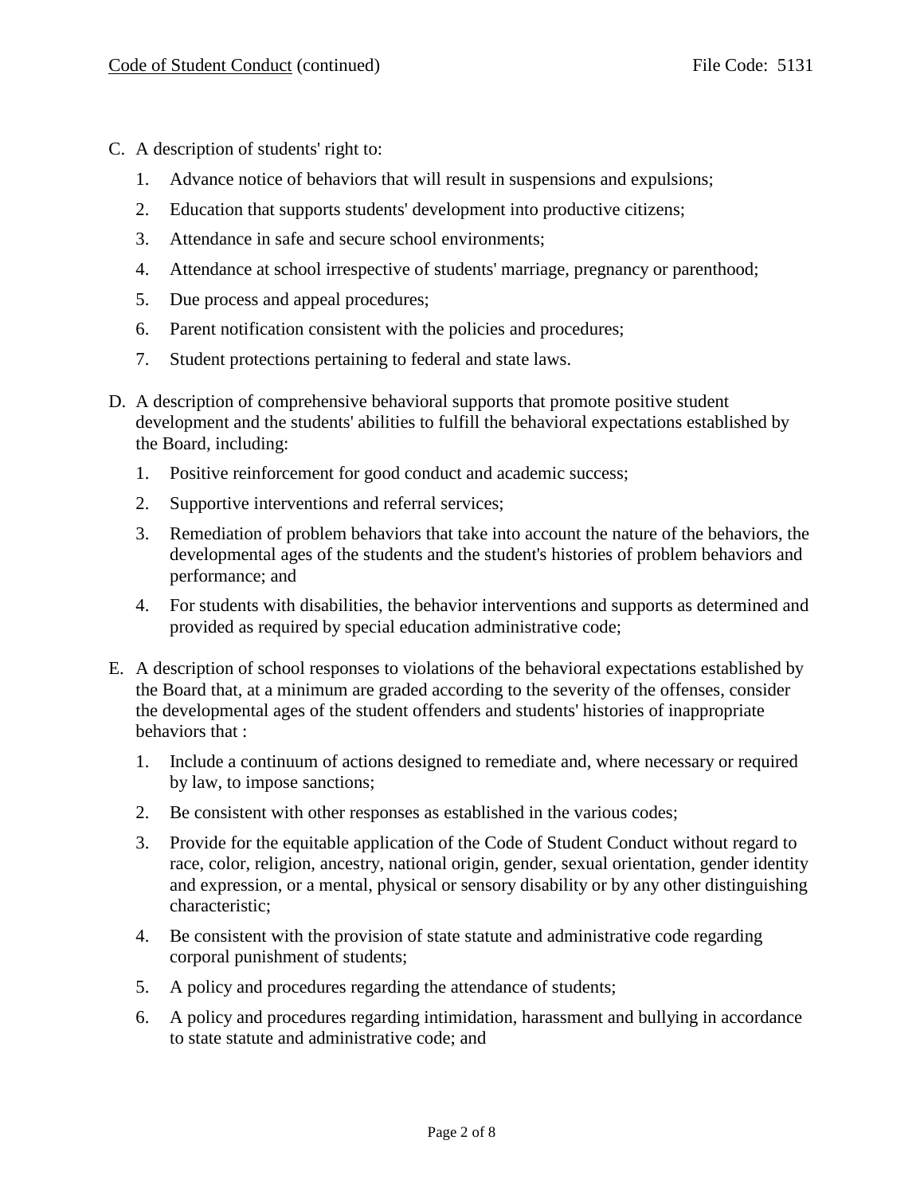C. A description of students' right to:

   1. Advance notice of behaviors that will result in suspensions and expulsions;
   2. Education that supports students' development into productive citizens;
   3. Attendance in safe and secure school environments;
   4. Attendance at school irrespective of students' marriage, pregnancy or parenthood;
   5. Due process and appeal procedures;
   6. Parent notification consistent with the policies and procedures;
   7. Student protections pertaining to federal and state laws.

D. A description of comprehensive behavioral supports that promote positive student development and the students' abilities to fulfill the behavioral expectations established by the Board, including:

   1. Positive reinforcement for good conduct and academic success;
   2. Supportive interventions and referral services;
   3. Remediation of problem behaviors that take into account the nature of the behaviors, the developmental ages of the students and the student's histories of problem behaviors and performance; and
   4. For students with disabilities, the behavior interventions and supports as determined and provided as required by special education administrative code;

E. A description of school responses to violations of the behavioral expectations established by the Board that, at a minimum are graded according to the severity of the offenses, consider the developmental ages of the student offenders and students' histories of inappropriate behaviors that :

   1. Include a continuum of actions designed to remediate and, where necessary or required by law, to impose sanctions;
   2. Be consistent with other responses as established in the various codes;
   3. Provide for the equitable application of the Code of Student Conduct without regard to race, color, religion, ancestry, national origin, gender, sexual orientation, gender identity and expression, or a mental, physical or sensory disability or by any other distinguishing characteristic;
   4. Be consistent with the provision of state statute and administrative code regarding corporal punishment of students;
   5. A policy and procedures regarding the attendance of students;
   6. A policy and procedures regarding intimidation, harassment and bullying in accordance to state statute and administrative code; and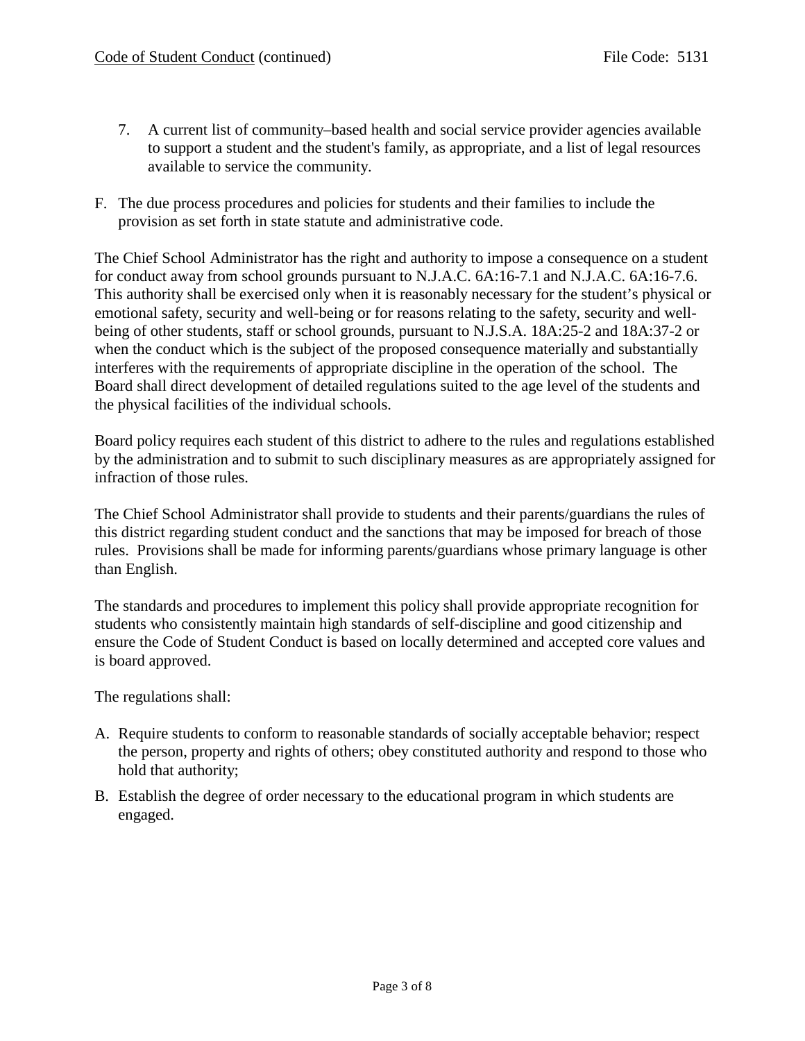7. A current list of community–based health and social service provider agencies available to support a student and the student's family, as appropriate, and a list of legal resources available to service the community.

F. The due process procedures and policies for students and their families to include the provision as set forth in state statute and administrative code.

The Chief School Administrator has the right and authority to impose a consequence on a student for conduct away from school grounds pursuant to N.J.A.C. 6A:16-7.1 and N.J.A.C. 6A:16-7.6. This authority shall be exercised only when it is reasonably necessary for the student's physical or emotional safety, security and well-being or for reasons relating to the safety, security and well-being of other students, staff or school grounds, pursuant to N.J.S.A. 18A:25-2 and 18A:37-2 or when the conduct which is the subject of the proposed consequence materially and substantially interferes with the requirements of appropriate discipline in the operation of the school. The Board shall direct development of detailed regulations suited to the age level of the students and the physical facilities of the individual schools.

Board policy requires each student of this district to adhere to the rules and regulations established by the administration and to submit to such disciplinary measures as are appropriately assigned for infraction of those rules.

The Chief School Administrator shall provide to students and their parents/guardians the rules of this district regarding student conduct and the sanctions that may be imposed for breach of those rules. Provisions shall be made for informing parents/guardians whose primary language is other than English.

The standards and procedures to implement this policy shall provide appropriate recognition for students who consistently maintain high standards of self-discipline and good citizenship and ensure the Code of Student Conduct is based on locally determined and accepted core values and is board approved.

The regulations shall:

A. Require students to conform to reasonable standards of socially acceptable behavior; respect the person, property and rights of others; obey constituted authority and respond to those who hold that authority;

B. Establish the degree of order necessary to the educational program in which students are engaged.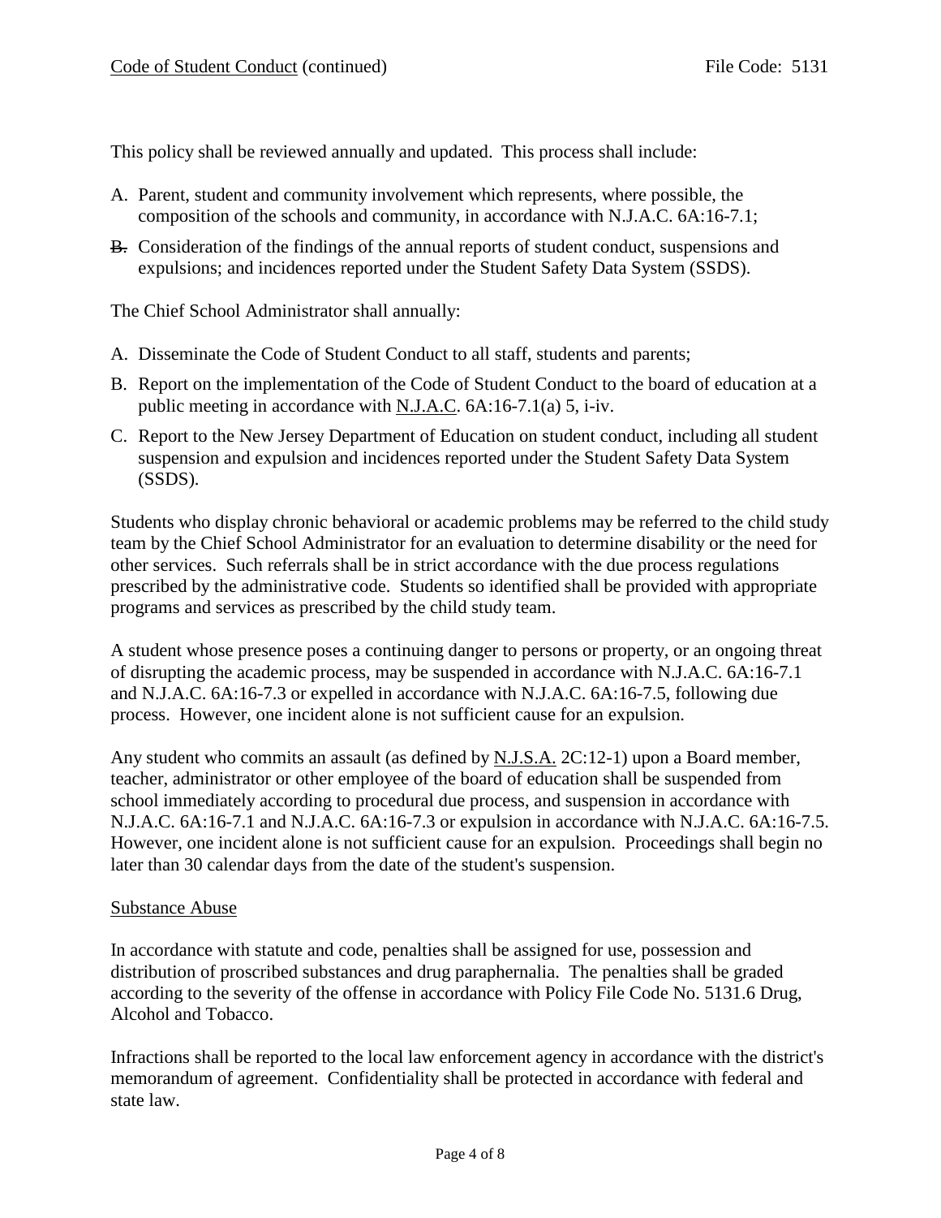This policy shall be reviewed annually and updated. This process shall include:

A. Parent, student and community involvement which represents, where possible, the composition of the schools and community, in accordance with N.J.A.C. 6A:16-7.1;

B. Consideration of the findings of the annual reports of student conduct, suspensions and expulsions; and incidences reported under the Student Safety Data System (SSDS).

The Chief School Administrator shall annually:

A. Disseminate the Code of Student Conduct to all staff, students and parents;

B. Report on the implementation of the Code of Student Conduct to the board of education at a public meeting in accordance with N.J.A.C. 6A:16-7.1(a) 5, i-iv.

C. Report to the New Jersey Department of Education on student conduct, including all student suspension and expulsion and incidences reported under the Student Safety Data System (SSDS).

Students who display chronic behavioral or academic problems may be referred to the child study team by the Chief School Administrator for an evaluation to determine disability or the need for other services. Such referrals shall be in strict accordance with the due process regulations prescribed by the administrative code. Students so identified shall be provided with appropriate programs and services as prescribed by the child study team.

A student whose presence poses a continuing danger to persons or property, or an ongoing threat of disrupting the academic process, may be suspended in accordance with N.J.A.C. 6A:16-7.1 and N.J.A.C. 6A:16-7.3 or expelled in accordance with N.J.A.C. 6A:16-7.5, following due process. However, one incident alone is not sufficient cause for an expulsion.

Any student who commits an assault (as defined by N.J.S.A. 2C:12-1) upon a Board member, teacher, administrator or other employee of the board of education shall be suspended from school immediately according to procedural due process, and suspension in accordance with N.J.A.C. 6A:16-7.1 and N.J.A.C. 6A:16-7.3 or expulsion in accordance with N.J.A.C. 6A:16-7.5. However, one incident alone is not sufficient cause for an expulsion. Proceedings shall begin no later than 30 calendar days from the date of the student's suspension.

## Substance Abuse

In accordance with statute and code, penalties shall be assigned for use, possession and distribution of proscribed substances and drug paraphernalia. The penalties shall be graded according to the severity of the offense in accordance with Policy File Code No. 5131.6 Drug, Alcohol and Tobacco.

Infractions shall be reported to the local law enforcement agency in accordance with the district's memorandum of agreement. Confidentiality shall be protected in accordance with federal and state law.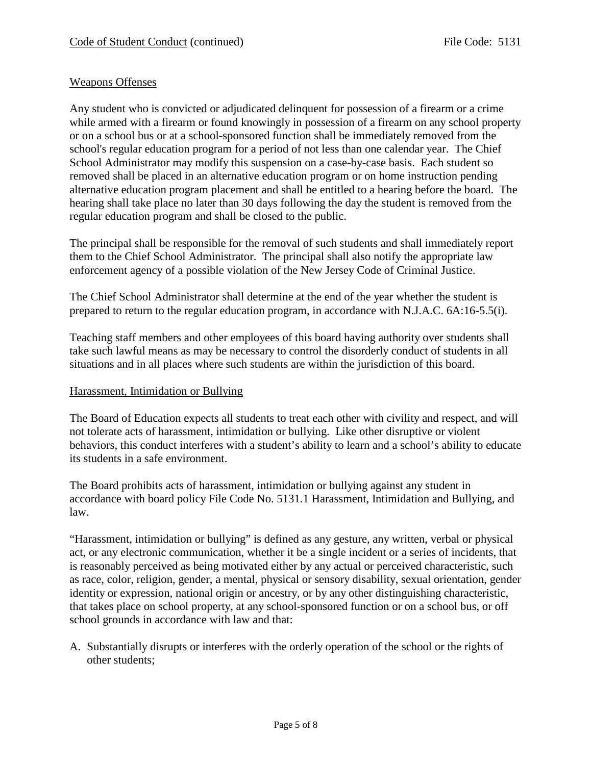## Weapons Offenses

Any student who is convicted or adjudicated delinquent for possession of a firearm or a crime while armed with a firearm or found knowingly in possession of a firearm on any school property or on a school bus or at a school-sponsored function shall be immediately removed from the school's regular education program for a period of not less than one calendar year. The Chief School Administrator may modify this suspension on a case-by-case basis. Each student so removed shall be placed in an alternative education program or on home instruction pending alternative education program placement and shall be entitled to a hearing before the board. The hearing shall take place no later than 30 days following the day the student is removed from the regular education program and shall be closed to the public.

The principal shall be responsible for the removal of such students and shall immediately report them to the Chief School Administrator. The principal shall also notify the appropriate law enforcement agency of a possible violation of the New Jersey Code of Criminal Justice.

The Chief School Administrator shall determine at the end of the year whether the student is prepared to return to the regular education program, in accordance with N.J.A.C. 6A:16-5.5(i).

Teaching staff members and other employees of this board having authority over students shall take such lawful means as may be necessary to control the disorderly conduct of students in all situations and in all places where such students are within the jurisdiction of this board.

## Harassment, Intimidation or Bullying

The Board of Education expects all students to treat each other with civility and respect, and will not tolerate acts of harassment, intimidation or bullying. Like other disruptive or violent behaviors, this conduct interferes with a student's ability to learn and a school's ability to educate its students in a safe environment.

The Board prohibits acts of harassment, intimidation or bullying against any student in accordance with board policy File Code No. 5131.1 Harassment, Intimidation and Bullying, and law.

"Harassment, intimidation or bullying" is defined as any gesture, any written, verbal or physical act, or any electronic communication, whether it be a single incident or a series of incidents, that is reasonably perceived as being motivated either by any actual or perceived characteristic, such as race, color, religion, gender, a mental, physical or sensory disability, sexual orientation, gender identity or expression, national origin or ancestry, or by any other distinguishing characteristic, that takes place on school property, at any school-sponsored function or on a school bus, or off school grounds in accordance with law and that:

A. Substantially disrupts or interferes with the orderly operation of the school or the rights of other students;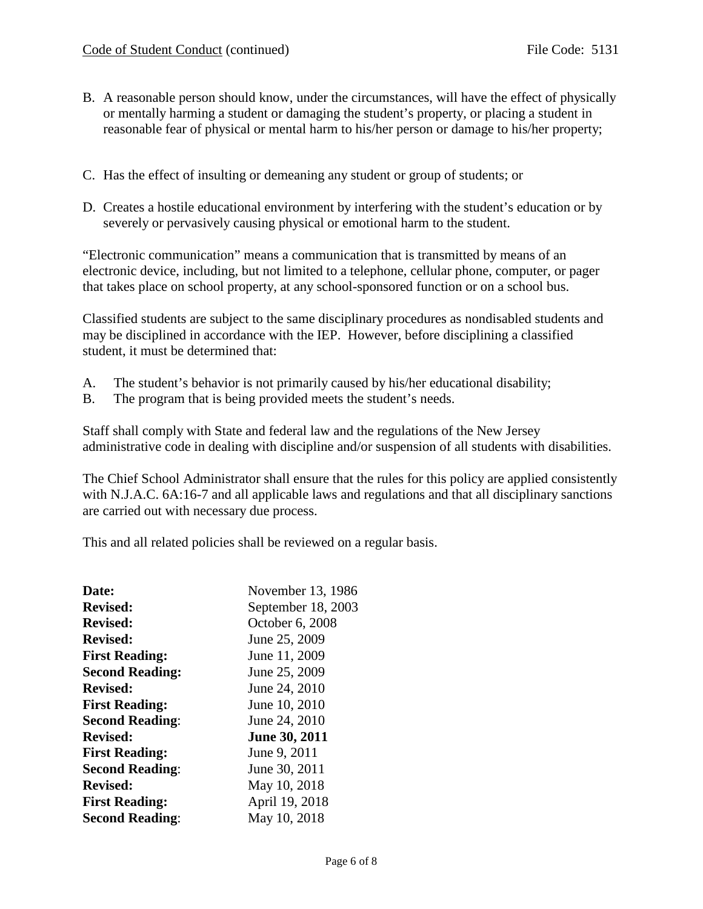B. A reasonable person should know, under the circumstances, will have the effect of physically or mentally harming a student or damaging the student's property, or placing a student in reasonable fear of physical or mental harm to his/her person or damage to his/her property;

C. Has the effect of insulting or demeaning any student or group of students; or

D. Creates a hostile educational environment by interfering with the student's education or by severely or pervasively causing physical or emotional harm to the student.

"Electronic communication" means a communication that is transmitted by means of an electronic device, including, but not limited to a telephone, cellular phone, computer, or pager that takes place on school property, at any school-sponsored function or on a school bus.

Classified students are subject to the same disciplinary procedures as nondisabled students and may be disciplined in accordance with the IEP. However, before disciplining a classified student, it must be determined that:

A. The student's behavior is not primarily caused by his/her educational disability;
B. The program that is being provided meets the student's needs.

Staff shall comply with State and federal law and the regulations of the New Jersey administrative code in dealing with discipline and/or suspension of all students with disabilities.

The Chief School Administrator shall ensure that the rules for this policy are applied consistently with N.J.A.C. 6A:16-7 and all applicable laws and regulations and that all disciplinary sanctions are carried out with necessary due process.

This and all related policies shall be reviewed on a regular basis.

| | |
|---|---|
| **Date:** | November 13, 1986 |
| **Revised:** | September 18, 2003 |
| **Revised:** | October 6, 2008 |
| **Revised:** | June 25, 2009 |
| **First Reading:** | June 11, 2009 |
| **Second Reading:** | June 25, 2009 |
| **Revised:** | June 24, 2010 |
| **First Reading:** | June 10, 2010 |
| **Second Reading**: | June 24, 2010 |
| **Revised:** | **June 30, 2011** |
| **First Reading:** | June 9, 2011 |
| **Second Reading**: | June 30, 2011 |
| **Revised:** | May 10, 2018 |
| **First Reading:** | April 19, 2018 |
| **Second Reading**: | May 10, 2018 |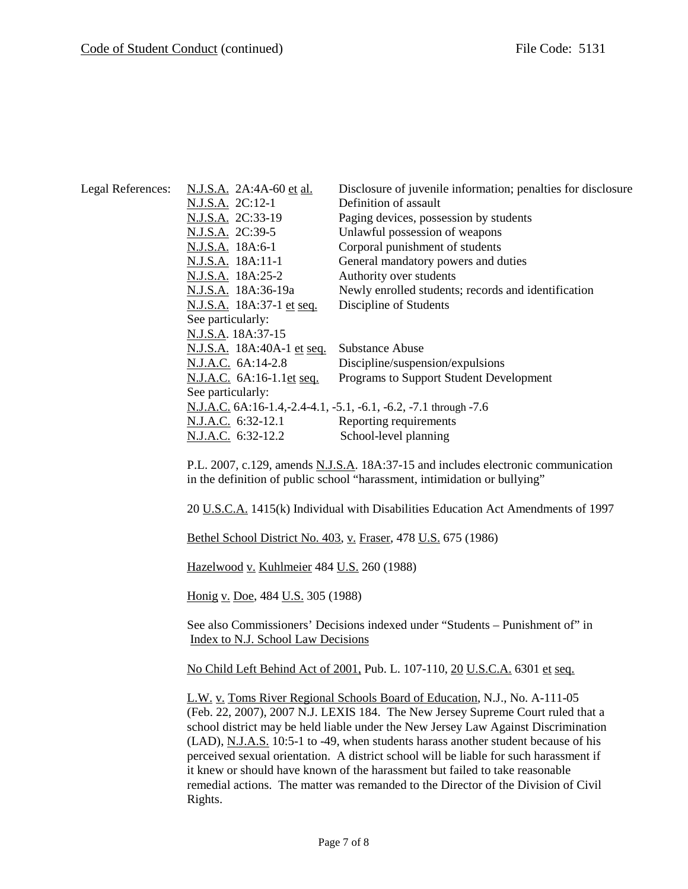Legal References:

| | |
|---|---|
| N.J.S.A. 2A:4A-60 et al. | Disclosure of juvenile information; penalties for disclosure |
| N.J.S.A. 2C:12-1 | Definition of assault |
| N.J.S.A. 2C:33-19 | Paging devices, possession by students |
| N.J.S.A. 2C:39-5 | Unlawful possession of weapons |
| N.J.S.A. 18A:6-1 | Corporal punishment of students |
| N.J.S.A. 18A:11-1 | General mandatory powers and duties |
| N.J.S.A. 18A:25-2 | Authority over students |
| N.J.S.A. 18A:36-19a | Newly enrolled students; records and identification |
| N.J.S.A. 18A:37-1 et seq. | Discipline of Students |
| See particularly: N.J.S.A. 18A:37-15 | |
| N.J.S.A. 18A:40A-1 et seq. | Substance Abuse |
| N.J.A.C. 6A:14-2.8 | Discipline/suspension/expulsions |
| N.J.A.C. 6A:16-1.1et seq. | Programs to Support Student Development |
| See particularly: N.J.A.C. 6A:16-1.4,-2.4-4.1, -5.1, -6.1, -6.2, -7.1 through -7.6 | |
| N.J.A.C. 6:32-12.1 | Reporting requirements |
| N.J.A.C. 6:32-12.2 | School-level planning |

P.L. 2007, c.129, amends N.J.S.A. 18A:37-15 and includes electronic communication in the definition of public school "harassment, intimidation or bullying"

20 U.S.C.A. 1415(k) Individual with Disabilities Education Act Amendments of 1997

Bethel School District No. 403, v. Fraser, 478 U.S. 675 (1986)

Hazelwood v. Kuhlmeier 484 U.S. 260 (1988)

Honig v. Doe, 484 U.S. 305 (1988)

See also Commissioners' Decisions indexed under "Students – Punishment of" in Index to N.J. School Law Decisions

No Child Left Behind Act of 2001, Pub. L. 107-110, 20 U.S.C.A. 6301 et seq.

L.W. v. Toms River Regional Schools Board of Education, N.J., No. A-111-05 (Feb. 22, 2007), 2007 N.J. LEXIS 184. The New Jersey Supreme Court ruled that a school district may be held liable under the New Jersey Law Against Discrimination (LAD), N.J.A.S. 10:5-1 to -49, when students harass another student because of his perceived sexual orientation. A district school will be liable for such harassment if it knew or should have known of the harassment but failed to take reasonable remedial actions. The matter was remanded to the Director of the Division of Civil Rights.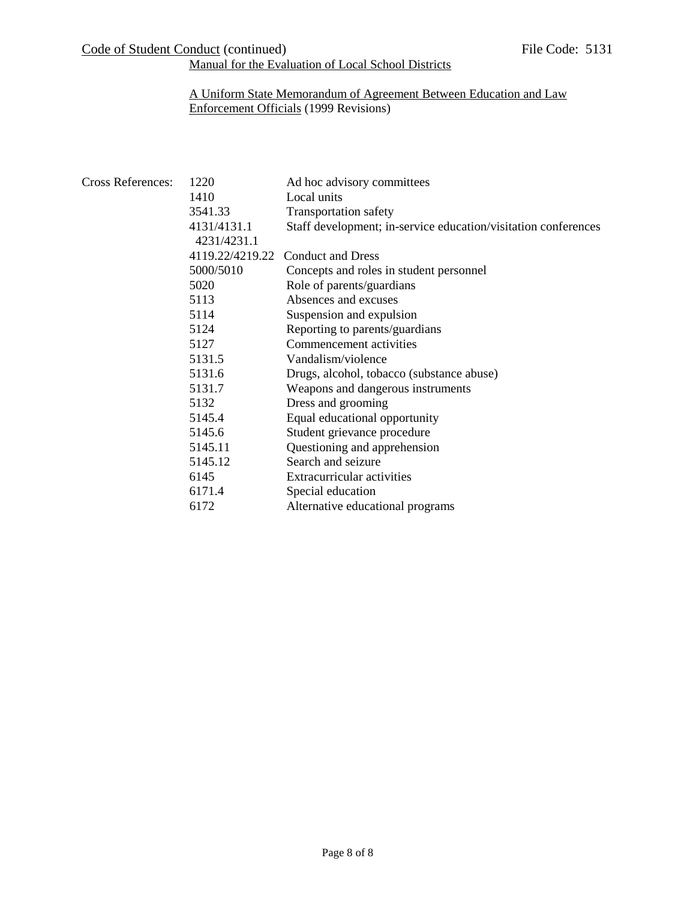Manual for the Evaluation of Local School Districts

A Uniform State Memorandum of Agreement Between Education and Law Enforcement Officials (1999 Revisions)

Cross References:

| | | |
|---|---|---|
| Cross References: | 1220 | Ad hoc advisory committees |
| | 1410 | Local units |
| | 3541.33 | Transportation safety |
| | 4131/4131.1 4231/4231.1 | Staff development; in-service education/visitation conferences |
| | 4119.22/4219.22 | Conduct and Dress |
| | 5000/5010 | Concepts and roles in student personnel |
| | 5020 | Role of parents/guardians |
| | 5113 | Absences and excuses |
| | 5114 | Suspension and expulsion |
| | 5124 | Reporting to parents/guardians |
| | 5127 | Commencement activities |
| | 5131.5 | Vandalism/violence |
| | 5131.6 | Drugs, alcohol, tobacco (substance abuse) |
| | 5131.7 | Weapons and dangerous instruments |
| | 5132 | Dress and grooming |
| | 5145.4 | Equal educational opportunity |
| | 5145.6 | Student grievance procedure |
| | 5145.11 | Questioning and apprehension |
| | 5145.12 | Search and seizure |
| | 6145 | Extracurricular activities |
| | 6171.4 | Special education |
| | 6172 | Alternative educational programs |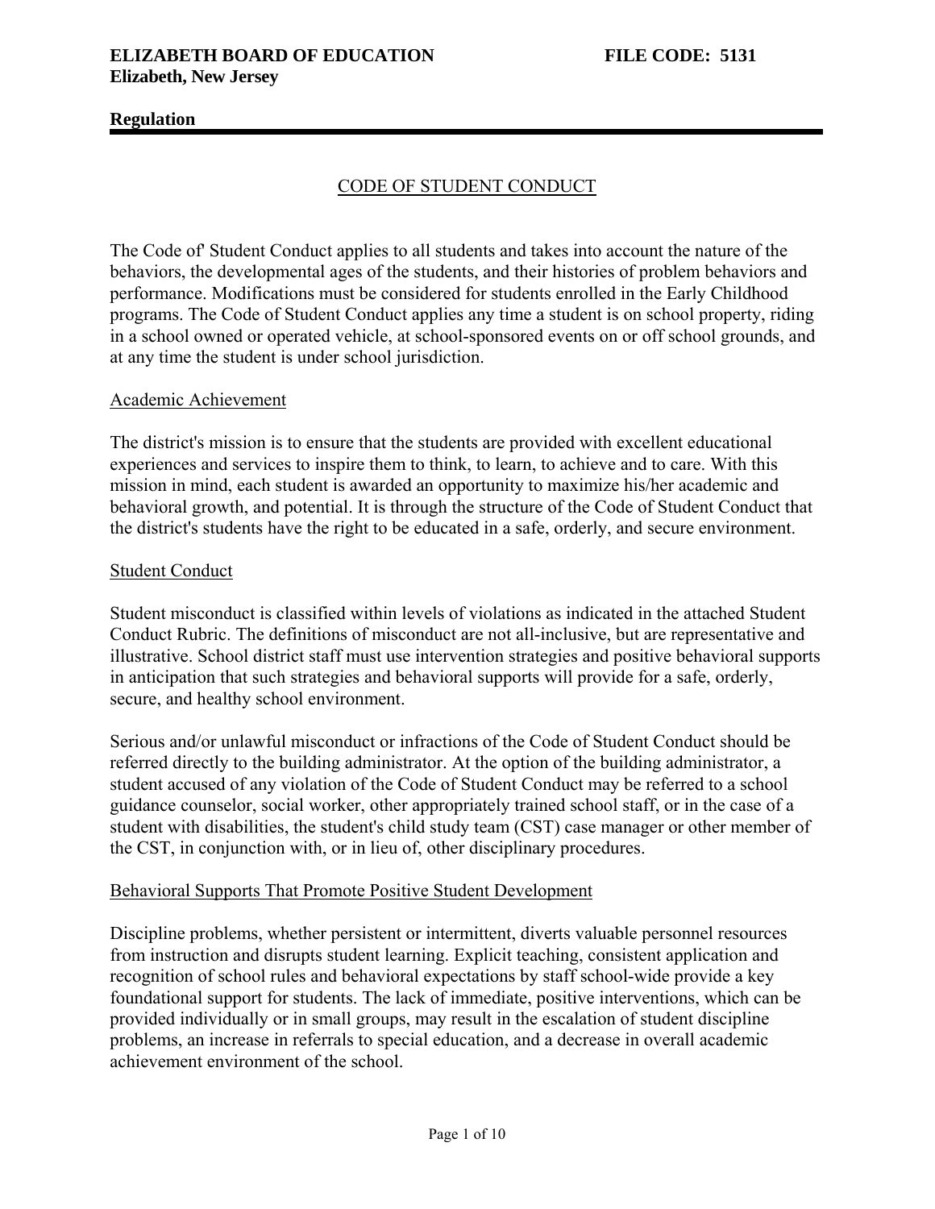**ELIZABETH BOARD OF EDUCATION** **FILE CODE: 5131**
**Elizabeth, New Jersey**

**Regulation**

# CODE OF STUDENT CONDUCT

The Code of' Student Conduct applies to all students and takes into account the nature of the behaviors, the developmental ages of the students, and their histories of problem behaviors and performance. Modifications must be considered for students enrolled in the Early Childhood programs. The Code of Student Conduct applies any time a student is on school property, riding in a school owned or operated vehicle, at school-sponsored events on or off school grounds, and at any time the student is under school jurisdiction.

## Academic Achievement

The district's mission is to ensure that the students are provided with excellent educational experiences and services to inspire them to think, to learn, to achieve and to care. With this mission in mind, each student is awarded an opportunity to maximize his/her academic and behavioral growth, and potential. It is through the structure of the Code of Student Conduct that the district's students have the right to be educated in a safe, orderly, and secure environment.

## Student Conduct

Student misconduct is classified within levels of violations as indicated in the attached Student Conduct Rubric. The definitions of misconduct are not all-inclusive, but are representative and illustrative. School district staff must use intervention strategies and positive behavioral supports in anticipation that such strategies and behavioral supports will provide for a safe, orderly, secure, and healthy school environment.

Serious and/or unlawful misconduct or infractions of the Code of Student Conduct should be referred directly to the building administrator. At the option of the building administrator, a student accused of any violation of the Code of Student Conduct may be referred to a school guidance counselor, social worker, other appropriately trained school staff, or in the case of a student with disabilities, the student's child study team (CST) case manager or other member of the CST, in conjunction with, or in lieu of, other disciplinary procedures.

## Behavioral Supports That Promote Positive Student Development

Discipline problems, whether persistent or intermittent, diverts valuable personnel resources from instruction and disrupts student learning. Explicit teaching, consistent application and recognition of school rules and behavioral expectations by staff school-wide provide a key foundational support for students. The lack of immediate, positive interventions, which can be provided individually or in small groups, may result in the escalation of student discipline problems, an increase in referrals to special education, and a decrease in overall academic achievement environment of the school.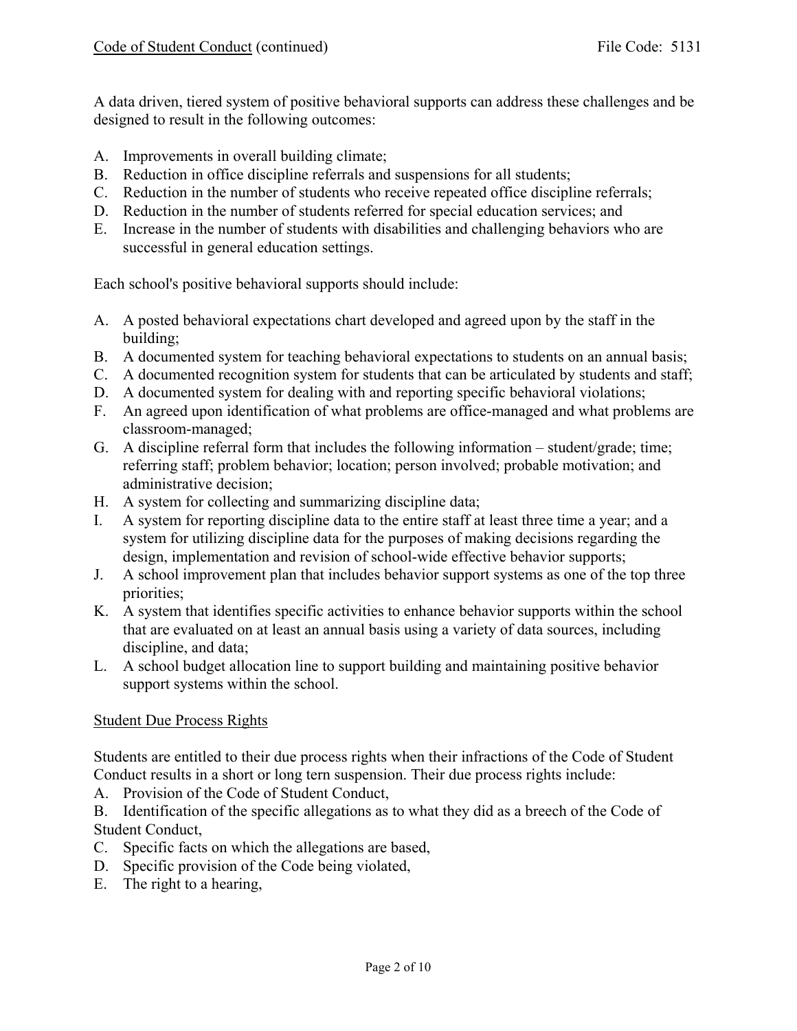A data driven, tiered system of positive behavioral supports can address these challenges and be designed to result in the following outcomes:

A. Improvements in overall building climate;
B. Reduction in office discipline referrals and suspensions for all students;
C. Reduction in the number of students who receive repeated office discipline referrals;
D. Reduction in the number of students referred for special education services; and
E. Increase in the number of students with disabilities and challenging behaviors who are successful in general education settings.

Each school's positive behavioral supports should include:

A. A posted behavioral expectations chart developed and agreed upon by the staff in the building;
B. A documented system for teaching behavioral expectations to students on an annual basis;
C. A documented recognition system for students that can be articulated by students and staff;
D. A documented system for dealing with and reporting specific behavioral violations;
F. An agreed upon identification of what problems are office-managed and what problems are classroom-managed;
G. A discipline referral form that includes the following information – student/grade; time; referring staff; problem behavior; location; person involved; probable motivation; and administrative decision;
H. A system for collecting and summarizing discipline data;
I. A system for reporting discipline data to the entire staff at least three time a year; and a system for utilizing discipline data for the purposes of making decisions regarding the design, implementation and revision of school-wide effective behavior supports;
J. A school improvement plan that includes behavior support systems as one of the top three priorities;
K. A system that identifies specific activities to enhance behavior supports within the school that are evaluated on at least an annual basis using a variety of data sources, including discipline, and data;
L. A school budget allocation line to support building and maintaining positive behavior support systems within the school.

## Student Due Process Rights

Students are entitled to their due process rights when their infractions of the Code of Student Conduct results in a short or long tern suspension. Their due process rights include:

A. Provision of the Code of Student Conduct,
B. Identification of the specific allegations as to what they did as a breech of the Code of Student Conduct,
C. Specific facts on which the allegations are based,
D. Specific provision of the Code being violated,
E. The right to a hearing,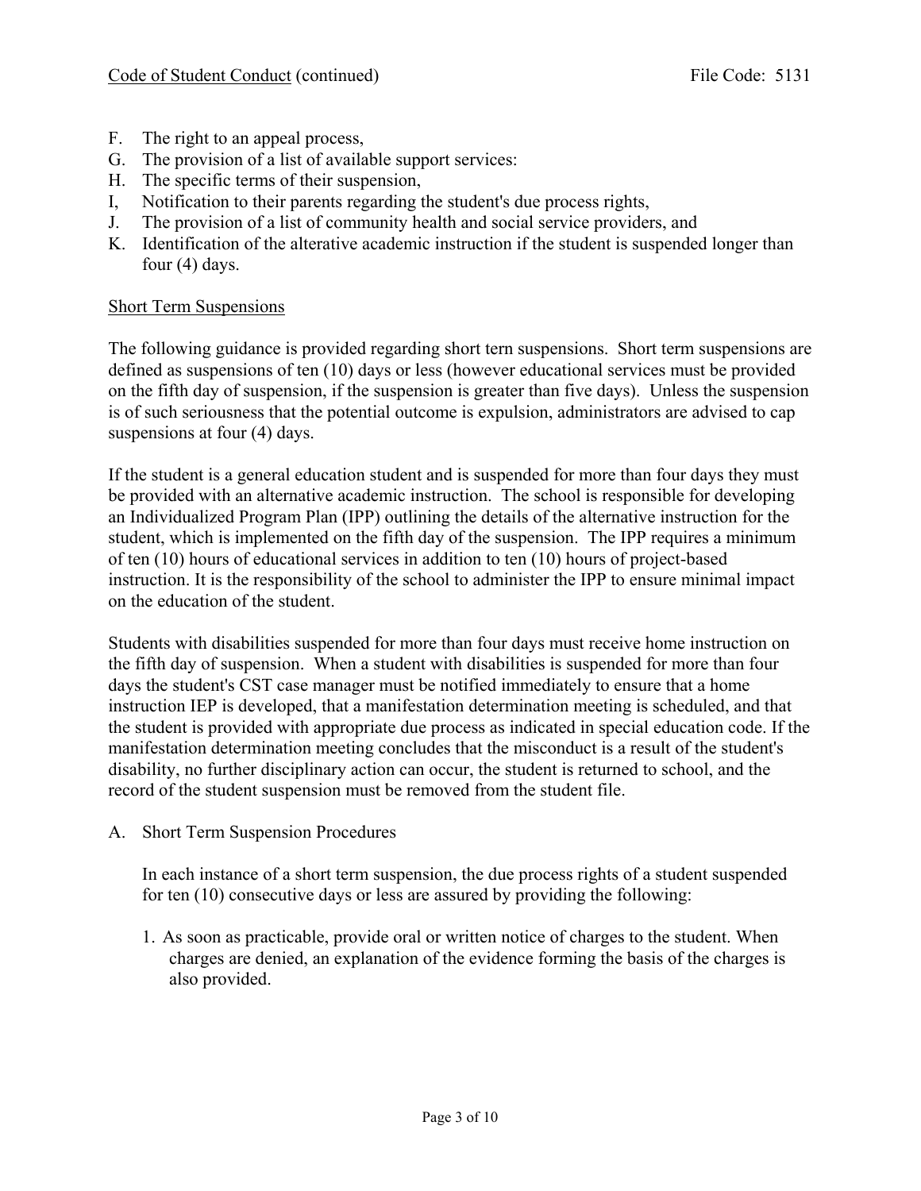F. The right to an appeal process,
G. The provision of a list of available support services:
H. The specific terms of their suspension,
I, Notification to their parents regarding the student's due process rights,
J. The provision of a list of community health and social service providers, and
K. Identification of the alterative academic instruction if the student is suspended longer than four (4) days.

Short Term Suspensions

The following guidance is provided regarding short tern suspensions. Short term suspensions are defined as suspensions of ten (10) days or less (however educational services must be provided on the fifth day of suspension, if the suspension is greater than five days). Unless the suspension is of such seriousness that the potential outcome is expulsion, administrators are advised to cap suspensions at four (4) days.

If the student is a general education student and is suspended for more than four days they must be provided with an alternative academic instruction. The school is responsible for developing an Individualized Program Plan (IPP) outlining the details of the alternative instruction for the student, which is implemented on the fifth day of the suspension. The IPP requires a minimum of ten (10) hours of educational services in addition to ten (10) hours of project-based instruction. It is the responsibility of the school to administer the IPP to ensure minimal impact on the education of the student.

Students with disabilities suspended for more than four days must receive home instruction on the fifth day of suspension. When a student with disabilities is suspended for more than four days the student's CST case manager must be notified immediately to ensure that a home instruction IEP is developed, that a manifestation determination meeting is scheduled, and that the student is provided with appropriate due process as indicated in special education code. If the manifestation determination meeting concludes that the misconduct is a result of the student's disability, no further disciplinary action can occur, the student is returned to school, and the record of the student suspension must be removed from the student file.

A. Short Term Suspension Procedures

   In each instance of a short term suspension, the due process rights of a student suspended for ten (10) consecutive days or less are assured by providing the following:

   1. As soon as practicable, provide oral or written notice of charges to the student. When charges are denied, an explanation of the evidence forming the basis of the charges is also provided.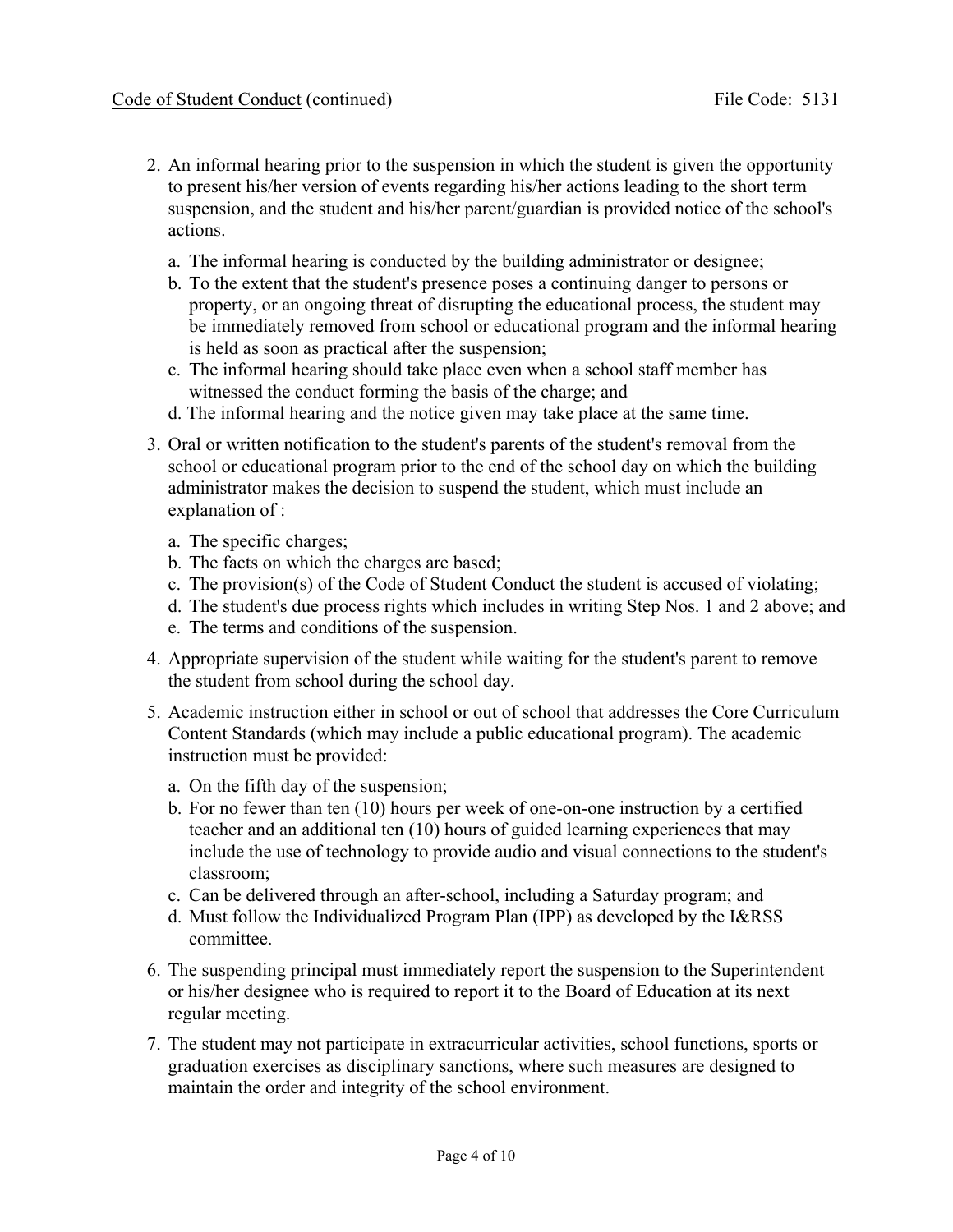2. An informal hearing prior to the suspension in which the student is given the opportunity to present his/her version of events regarding his/her actions leading to the short term suspension, and the student and his/her parent/guardian is provided notice of the school's actions.

   a. The informal hearing is conducted by the building administrator or designee;
   b. To the extent that the student's presence poses a continuing danger to persons or property, or an ongoing threat of disrupting the educational process, the student may be immediately removed from school or educational program and the informal hearing is held as soon as practical after the suspension;
   c. The informal hearing should take place even when a school staff member has witnessed the conduct forming the basis of the charge; and
   d. The informal hearing and the notice given may take place at the same time.

3. Oral or written notification to the student's parents of the student's removal from the school or educational program prior to the end of the school day on which the building administrator makes the decision to suspend the student, which must include an explanation of :

   a. The specific charges;
   b. The facts on which the charges are based;
   c. The provision(s) of the Code of Student Conduct the student is accused of violating;
   d. The student's due process rights which includes in writing Step Nos. 1 and 2 above; and
   e. The terms and conditions of the suspension.

4. Appropriate supervision of the student while waiting for the student's parent to remove the student from school during the school day.

5. Academic instruction either in school or out of school that addresses the Core Curriculum Content Standards (which may include a public educational program). The academic instruction must be provided:

   a. On the fifth day of the suspension;
   b. For no fewer than ten (10) hours per week of one-on-one instruction by a certified teacher and an additional ten (10) hours of guided learning experiences that may include the use of technology to provide audio and visual connections to the student's classroom;
   c. Can be delivered through an after-school, including a Saturday program; and
   d. Must follow the Individualized Program Plan (IPP) as developed by the I&RSS committee.

6. The suspending principal must immediately report the suspension to the Superintendent or his/her designee who is required to report it to the Board of Education at its next regular meeting.

7. The student may not participate in extracurricular activities, school functions, sports or graduation exercises as disciplinary sanctions, where such measures are designed to maintain the order and integrity of the school environment.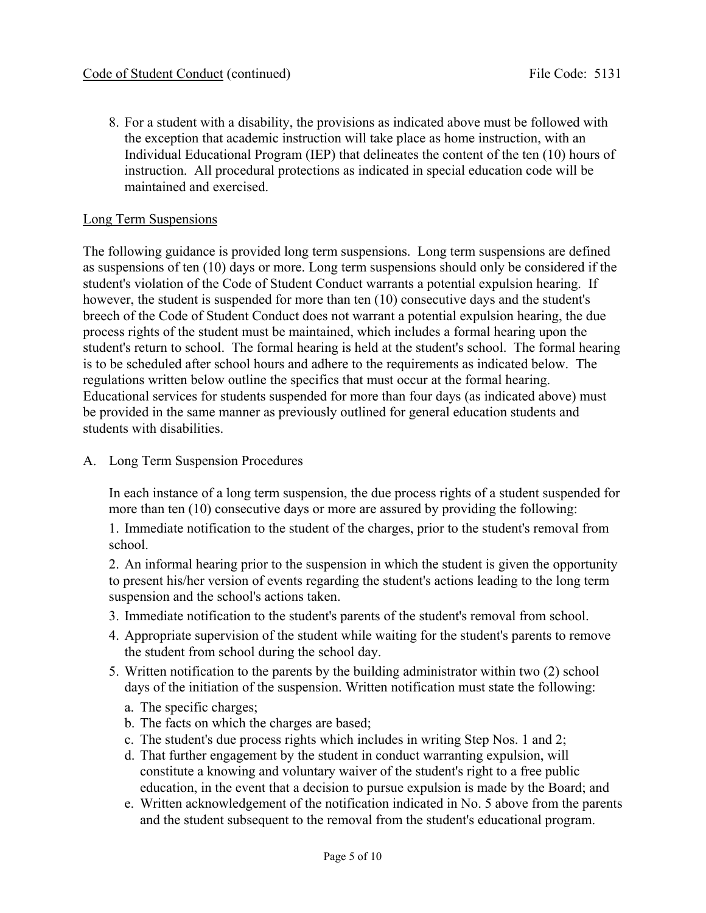8. For a student with a disability, the provisions as indicated above must be followed with the exception that academic instruction will take place as home instruction, with an Individual Educational Program (IEP) that delineates the content of the ten (10) hours of instruction. All procedural protections as indicated in special education code will be maintained and exercised.

Long Term Suspensions

The following guidance is provided long term suspensions. Long term suspensions are defined as suspensions of ten (10) days or more. Long term suspensions should only be considered if the student's violation of the Code of Student Conduct warrants a potential expulsion hearing. If however, the student is suspended for more than ten (10) consecutive days and the student's breech of the Code of Student Conduct does not warrant a potential expulsion hearing, the due process rights of the student must be maintained, which includes a formal hearing upon the student's return to school. The formal hearing is held at the student's school. The formal hearing is to be scheduled after school hours and adhere to the requirements as indicated below. The regulations written below outline the specifics that must occur at the formal hearing. Educational services for students suspended for more than four days (as indicated above) must be provided in the same manner as previously outlined for general education students and students with disabilities.

A. Long Term Suspension Procedures

In each instance of a long term suspension, the due process rights of a student suspended for more than ten (10) consecutive days or more are assured by providing the following:

1. Immediate notification to the student of the charges, prior to the student's removal from school.
2. An informal hearing prior to the suspension in which the student is given the opportunity to present his/her version of events regarding the student's actions leading to the long term suspension and the school's actions taken.
3. Immediate notification to the student's parents of the student's removal from school.
4. Appropriate supervision of the student while waiting for the student's parents to remove the student from school during the school day.
5. Written notification to the parents by the building administrator within two (2) school days of the initiation of the suspension. Written notification must state the following:
   a. The specific charges;
   b. The facts on which the charges are based;
   c. The student's due process rights which includes in writing Step Nos. 1 and 2;
   d. That further engagement by the student in conduct warranting expulsion, will constitute a knowing and voluntary waiver of the student's right to a free public education, in the event that a decision to pursue expulsion is made by the Board; and
   e. Written acknowledgement of the notification indicated in No. 5 above from the parents and the student subsequent to the removal from the student's educational program.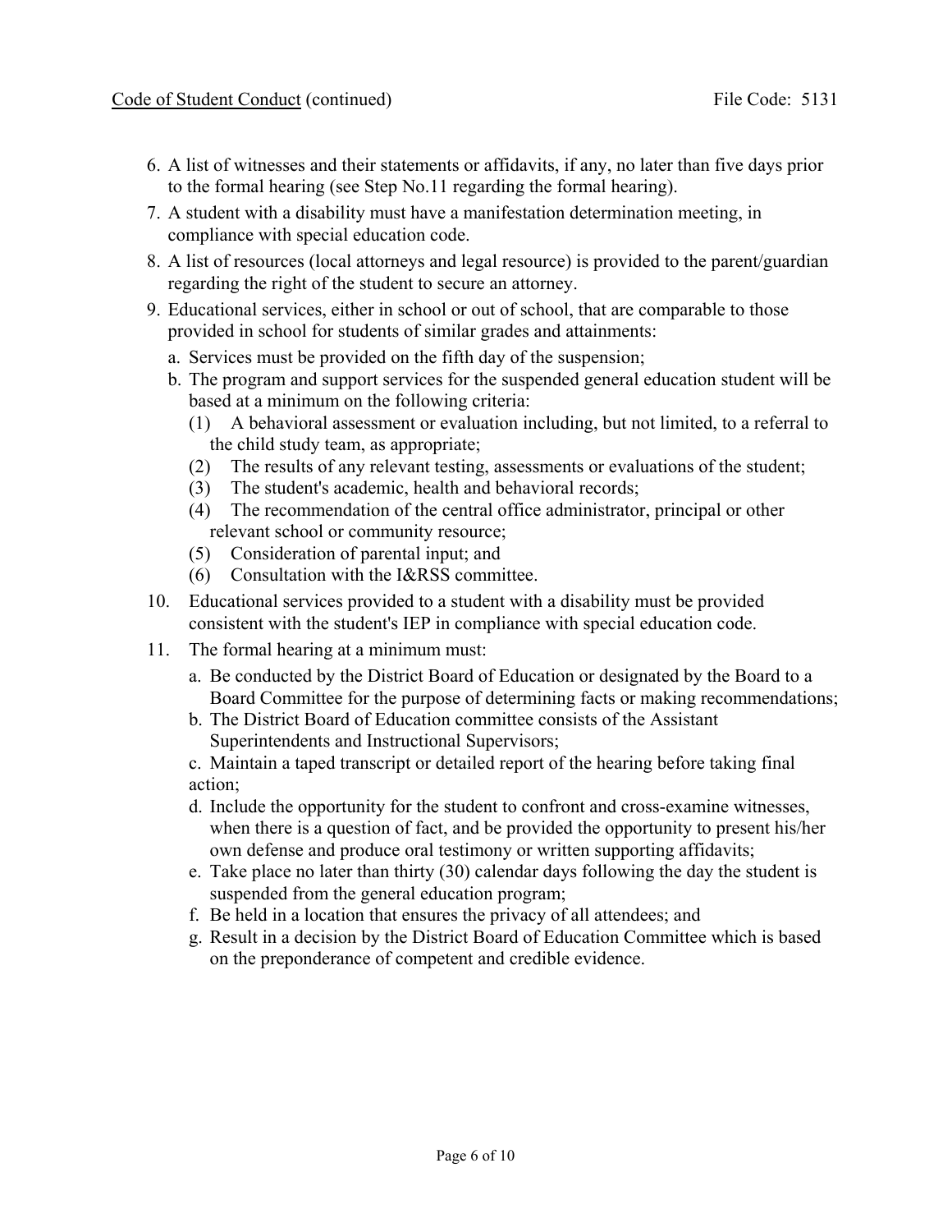6. A list of witnesses and their statements or affidavits, if any, no later than five days prior to the formal hearing (see Step No.11 regarding the formal hearing).
7. A student with a disability must have a manifestation determination meeting, in compliance with special education code.
8. A list of resources (local attorneys and legal resource) is provided to the parent/guardian regarding the right of the student to secure an attorney.
9. Educational services, either in school or out of school, that are comparable to those provided in school for students of similar grades and attainments:
   a. Services must be provided on the fifth day of the suspension;
   b. The program and support services for the suspended general education student will be based at a minimum on the following criteria:
      (1) A behavioral assessment or evaluation including, but not limited, to a referral to the child study team, as appropriate;
      (2) The results of any relevant testing, assessments or evaluations of the student;
      (3) The student's academic, health and behavioral records;
      (4) The recommendation of the central office administrator, principal or other relevant school or community resource;
      (5) Consideration of parental input; and
      (6) Consultation with the I&RSS committee.
10. Educational services provided to a student with a disability must be provided consistent with the student's IEP in compliance with special education code.
11. The formal hearing at a minimum must:
    a. Be conducted by the District Board of Education or designated by the Board to a Board Committee for the purpose of determining facts or making recommendations;
    b. The District Board of Education committee consists of the Assistant Superintendents and Instructional Supervisors;
    c. Maintain a taped transcript or detailed report of the hearing before taking final action;
    d. Include the opportunity for the student to confront and cross-examine witnesses, when there is a question of fact, and be provided the opportunity to present his/her own defense and produce oral testimony or written supporting affidavits;
    e. Take place no later than thirty (30) calendar days following the day the student is suspended from the general education program;
    f. Be held in a location that ensures the privacy of all attendees; and
    g. Result in a decision by the District Board of Education Committee which is based on the preponderance of competent and credible evidence.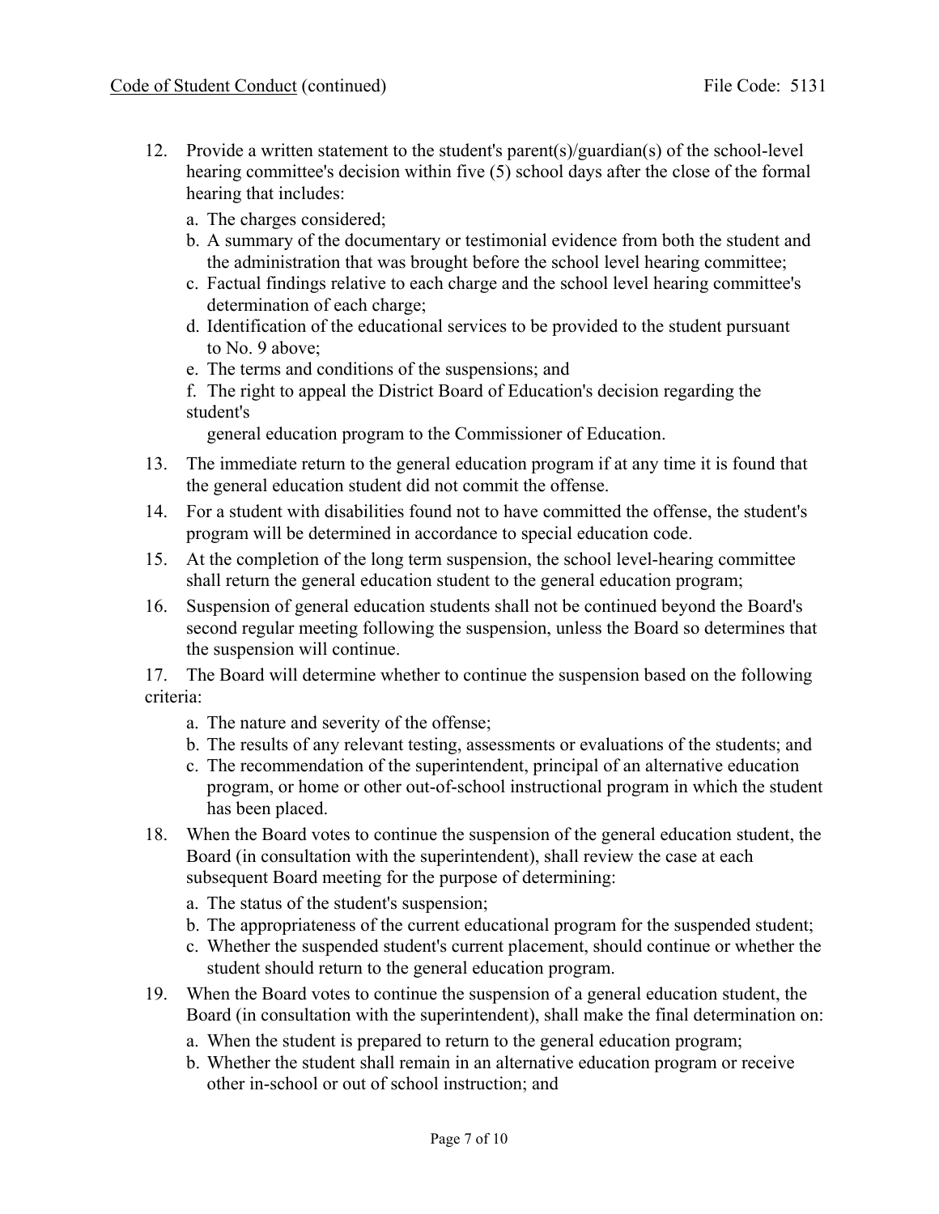12. Provide a written statement to the student's parent(s)/guardian(s) of the school-level hearing committee's decision within five (5) school days after the close of the formal hearing that includes:
    a. The charges considered;
    b. A summary of the documentary or testimonial evidence from both the student and the administration that was brought before the school level hearing committee;
    c. Factual findings relative to each charge and the school level hearing committee's determination of each charge;
    d. Identification of the educational services to be provided to the student pursuant to No. 9 above;
    e. The terms and conditions of the suspensions; and
    f. The right to appeal the District Board of Education's decision regarding the student's general education program to the Commissioner of Education.
13. The immediate return to the general education program if at any time it is found that the general education student did not commit the offense.
14. For a student with disabilities found not to have committed the offense, the student's program will be determined in accordance to special education code.
15. At the completion of the long term suspension, the school level-hearing committee shall return the general education student to the general education program;
16. Suspension of general education students shall not be continued beyond the Board's second regular meeting following the suspension, unless the Board so determines that the suspension will continue.
17. The Board will determine whether to continue the suspension based on the following criteria:
    a. The nature and severity of the offense;
    b. The results of any relevant testing, assessments or evaluations of the students; and
    c. The recommendation of the superintendent, principal of an alternative education program, or home or other out-of-school instructional program in which the student has been placed.
18. When the Board votes to continue the suspension of the general education student, the Board (in consultation with the superintendent), shall review the case at each subsequent Board meeting for the purpose of determining:
    a. The status of the student's suspension;
    b. The appropriateness of the current educational program for the suspended student;
    c. Whether the suspended student's current placement, should continue or whether the student should return to the general education program.
19. When the Board votes to continue the suspension of a general education student, the Board (in consultation with the superintendent), shall make the final determination on:
    a. When the student is prepared to return to the general education program;
    b. Whether the student shall remain in an alternative education program or receive other in-school or out of school instruction; and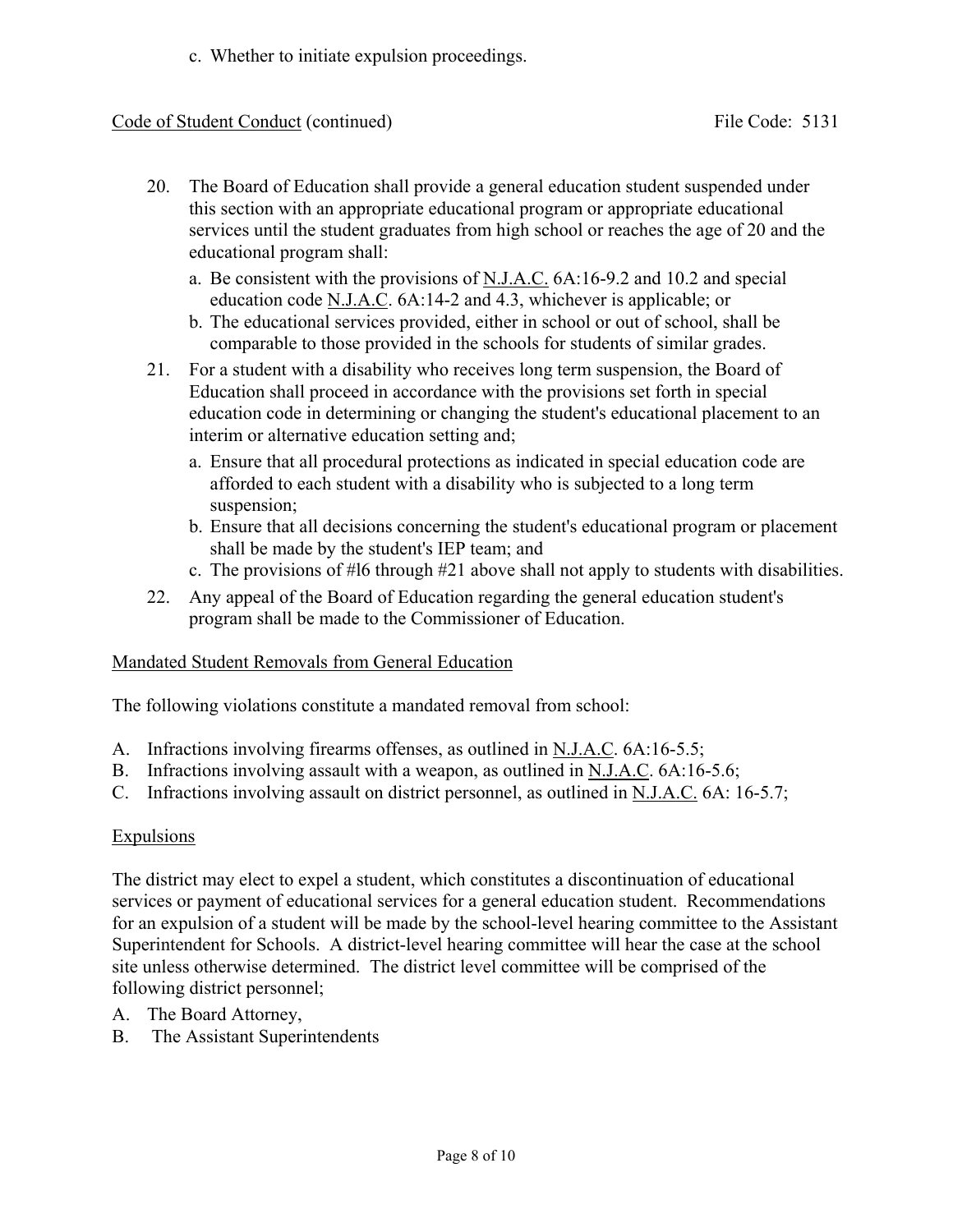c. Whether to initiate expulsion proceedings.

Code of Student Conduct (continued) File Code: 5131

20. The Board of Education shall provide a general education student suspended under this section with an appropriate educational program or appropriate educational services until the student graduates from high school or reaches the age of 20 and the educational program shall:
    a. Be consistent with the provisions of N.J.A.C. 6A:16-9.2 and 10.2 and special education code N.J.A.C. 6A:14-2 and 4.3, whichever is applicable; or
    b. The educational services provided, either in school or out of school, shall be comparable to those provided in the schools for students of similar grades.
21. For a student with a disability who receives long term suspension, the Board of Education shall proceed in accordance with the provisions set forth in special education code in determining or changing the student's educational placement to an interim or alternative education setting and;
    a. Ensure that all procedural protections as indicated in special education code are afforded to each student with a disability who is subjected to a long term suspension;
    b. Ensure that all decisions concerning the student's educational program or placement shall be made by the student's IEP team; and
    c. The provisions of #l6 through #21 above shall not apply to students with disabilities.
22. Any appeal of the Board of Education regarding the general education student's program shall be made to the Commissioner of Education.

Mandated Student Removals from General Education

The following violations constitute a mandated removal from school:

A. Infractions involving firearms offenses, as outlined in N.J.A.C. 6A:16-5.5;
B. Infractions involving assault with a weapon, as outlined in N.J.A.C. 6A:16-5.6;
C. Infractions involving assault on district personnel, as outlined in N.J.A.C. 6A: 16-5.7;

Expulsions

The district may elect to expel a student, which constitutes a discontinuation of educational services or payment of educational services for a general education student. Recommendations for an expulsion of a student will be made by the school-level hearing committee to the Assistant Superintendent for Schools. A district-level hearing committee will hear the case at the school site unless otherwise determined. The district level committee will be comprised of the following district personnel;

A. The Board Attorney,
B. The Assistant Superintendents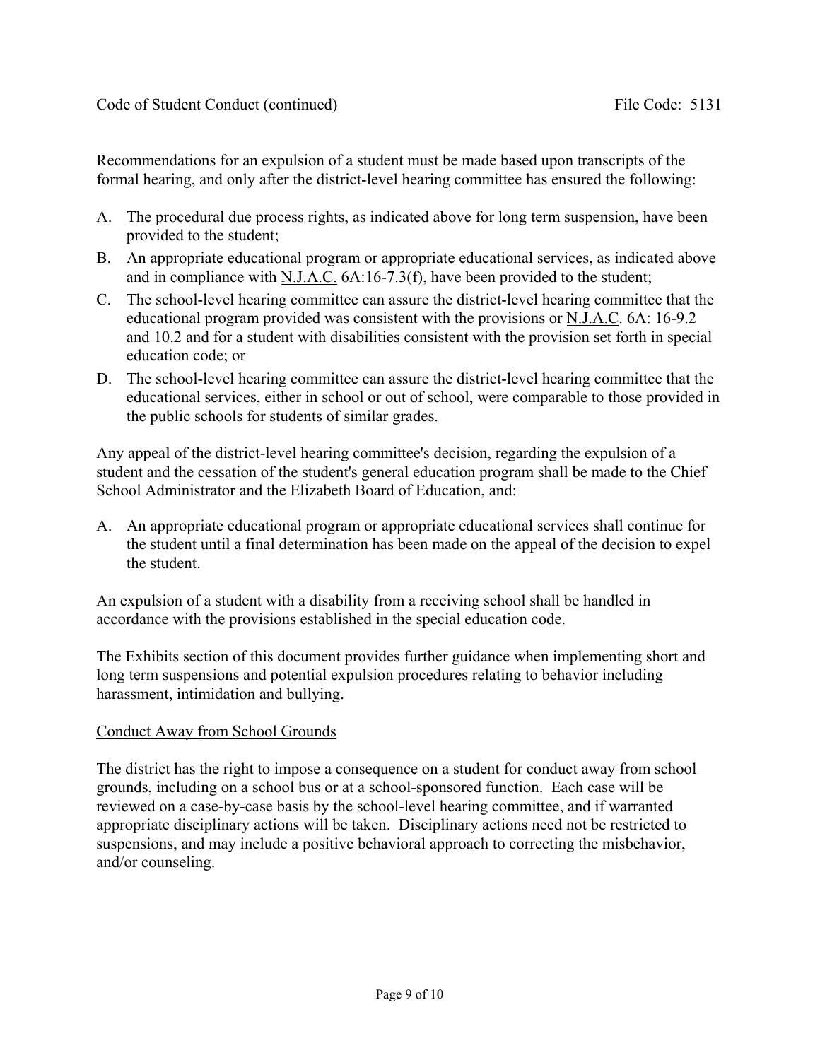Recommendations for an expulsion of a student must be made based upon transcripts of the formal hearing, and only after the district-level hearing committee has ensured the following:

A. The procedural due process rights, as indicated above for long term suspension, have been provided to the student;
B. An appropriate educational program or appropriate educational services, as indicated above and in compliance with N.J.A.C. 6A:16-7.3(f), have been provided to the student;
C. The school-level hearing committee can assure the district-level hearing committee that the educational program provided was consistent with the provisions or N.J.A.C. 6A: 16-9.2 and 10.2 and for a student with disabilities consistent with the provision set forth in special education code; or
D. The school-level hearing committee can assure the district-level hearing committee that the educational services, either in school or out of school, were comparable to those provided in the public schools for students of similar grades.

Any appeal of the district-level hearing committee's decision, regarding the expulsion of a student and the cessation of the student's general education program shall be made to the Chief School Administrator and the Elizabeth Board of Education, and:

A. An appropriate educational program or appropriate educational services shall continue for the student until a final determination has been made on the appeal of the decision to expel the student.

An expulsion of a student with a disability from a receiving school shall be handled in accordance with the provisions established in the special education code.

The Exhibits section of this document provides further guidance when implementing short and long term suspensions and potential expulsion procedures relating to behavior including harassment, intimidation and bullying.

## Conduct Away from School Grounds

The district has the right to impose a consequence on a student for conduct away from school grounds, including on a school bus or at a school-sponsored function. Each case will be reviewed on a case-by-case basis by the school-level hearing committee, and if warranted appropriate disciplinary actions will be taken. Disciplinary actions need not be restricted to suspensions, and may include a positive behavioral approach to correcting the misbehavior, and/or counseling.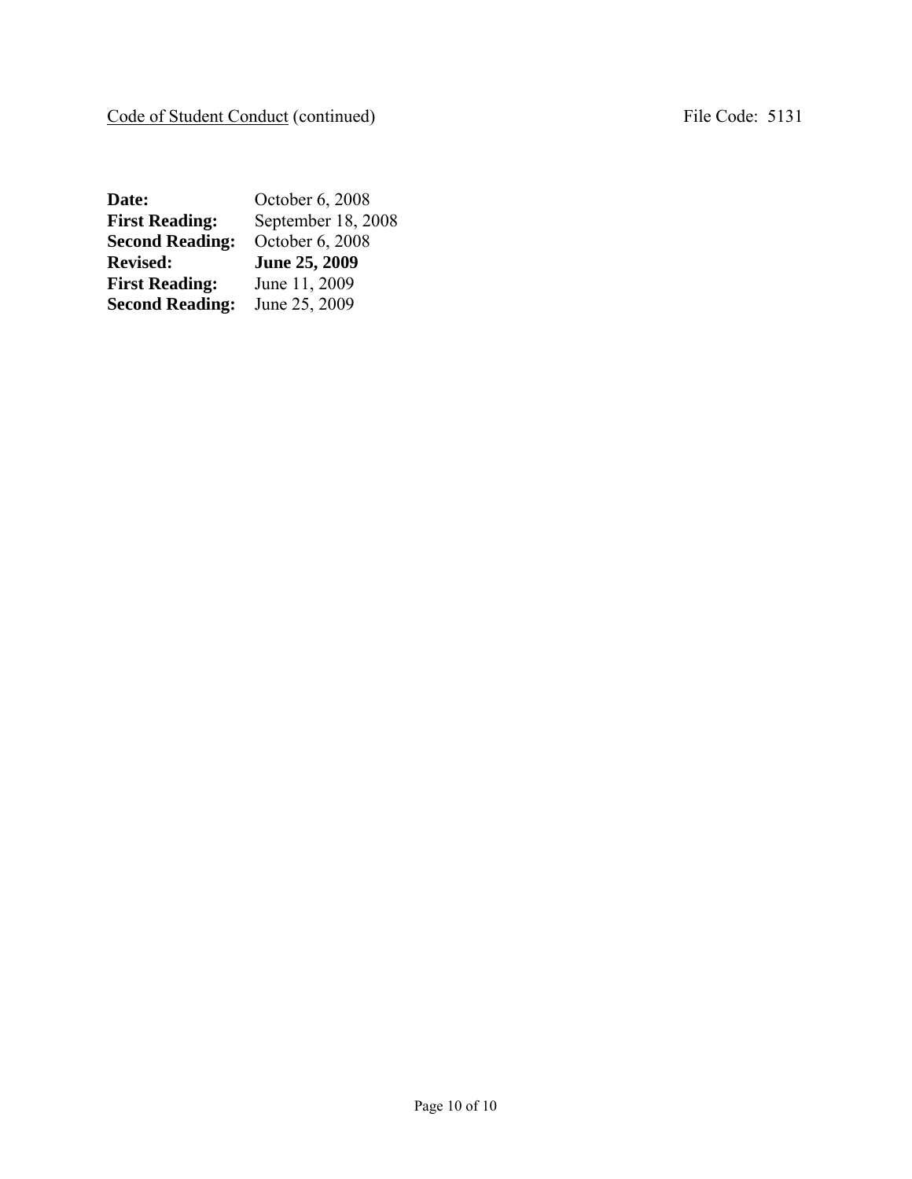**Date:** October 6, 2008
**First Reading:** September 18, 2008
**Second Reading:** October 6, 2008
**Revised:** **June 25, 2009**
**First Reading:** June 11, 2009
**Second Reading:** June 25, 2009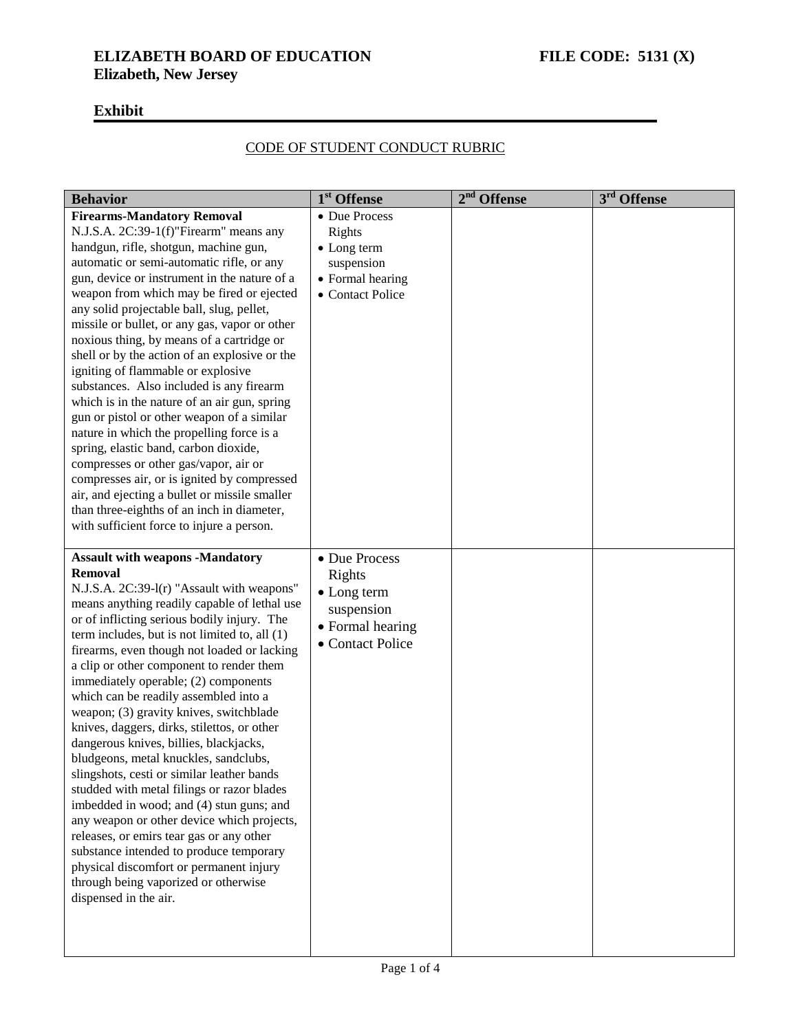**ELIZABETH BOARD OF EDUCATION** **FILE CODE: 5131 (X)**
**Elizabeth, New Jersey**

## Exhibit

CODE OF STUDENT CONDUCT RUBRIC

| Behavior | 1st Offense | 2nd Offense | 3rd Offense |
|---|---|---|---|
| **Firearms-Mandatory Removal**<br>N.J.S.A. 2C:39-1(f)"Firearm" means any handgun, rifle, shotgun, machine gun, automatic or semi-automatic rifle, or any gun, device or instrument in the nature of a weapon from which may be fired or ejected any solid projectable ball, slug, pellet, missile or bullet, or any gas, vapor or other noxious thing, by means of a cartridge or shell or by the action of an explosive or the igniting of flammable or explosive substances. Also included is any firearm which is in the nature of an air gun, spring gun or pistol or other weapon of a similar nature in which the propelling force is a spring, elastic band, carbon dioxide, compresses or other gas/vapor, air or compresses air, or is ignited by compressed air, and ejecting a bullet or missile smaller than three-eighths of an inch in diameter, with sufficient force to injure a person. | • Due Process Rights<br>• Long term suspension<br>• Formal hearing<br>• Contact Police | | |
| **Assault with weapons -Mandatory Removal**<br>N.J.S.A. 2C:39-l(r) "Assault with weapons" means anything readily capable of lethal use or of inflicting serious bodily injury. The term includes, but is not limited to, all (1) firearms, even though not loaded or lacking a clip or other component to render them immediately operable; (2) components which can be readily assembled into a weapon; (3) gravity knives, switchblade knives, daggers, dirks, stilettos, or other dangerous knives, billies, blackjacks, bludgeons, metal knuckles, sandclubs, slingshots, cesti or similar leather bands studded with metal filings or razor blades imbedded in wood; and (4) stun guns; and any weapon or other device which projects, releases, or emirs tear gas or any other substance intended to produce temporary physical discomfort or permanent injury through being vaporized or otherwise dispensed in the air. | • Due Process Rights<br>• Long term suspension<br>• Formal hearing<br>• Contact Police | | |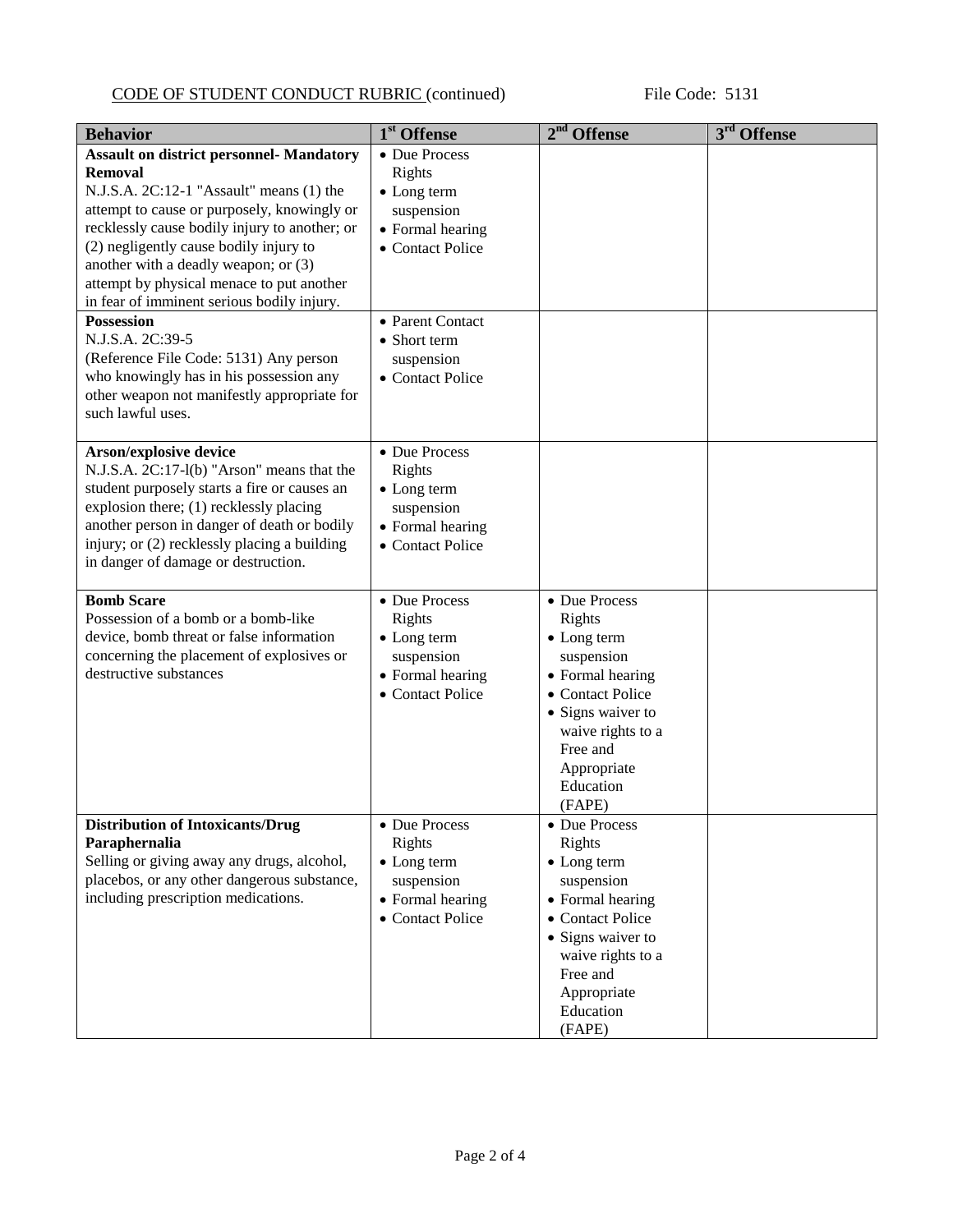CODE OF STUDENT CONDUCT RUBRIC (continued) File Code: 5131

| Behavior | 1st Offense | 2nd Offense | 3rd Offense |
|---|---|---|---|
| **Assault on district personnel- Mandatory Removal** N.J.S.A. 2C:12-1 "Assault" means (1) the attempt to cause or purposely, knowingly or recklessly cause bodily injury to another; or (2) negligently cause bodily injury to another with a deadly weapon; or (3) attempt by physical menace to put another in fear of imminent serious bodily injury. | • Due Process Rights • Long term suspension • Formal hearing • Contact Police | | |
| **Possession** N.J.S.A. 2C:39-5 (Reference File Code: 5131) Any person who knowingly has in his possession any other weapon not manifestly appropriate for such lawful uses. | • Parent Contact • Short term suspension • Contact Police | | |
| **Arson/explosive device** N.J.S.A. 2C:17-l(b) "Arson" means that the student purposely starts a fire or causes an explosion there; (1) recklessly placing another person in danger of death or bodily injury; or (2) recklessly placing a building in danger of damage or destruction. | • Due Process Rights • Long term suspension • Formal hearing • Contact Police | | |
| **Bomb Scare** Possession of a bomb or a bomb-like device, bomb threat or false information concerning the placement of explosives or destructive substances | • Due Process Rights • Long term suspension • Formal hearing • Contact Police | • Due Process Rights • Long term suspension • Formal hearing • Contact Police • Signs waiver to waive rights to a Free and Appropriate Education (FAPE) | |
| **Distribution of Intoxicants/Drug Paraphernalia** Selling or giving away any drugs, alcohol, placebos, or any other dangerous substance, including prescription medications. | • Due Process Rights • Long term suspension • Formal hearing • Contact Police | • Due Process Rights • Long term suspension • Formal hearing • Contact Police • Signs waiver to waive rights to a Free and Appropriate Education (FAPE) | |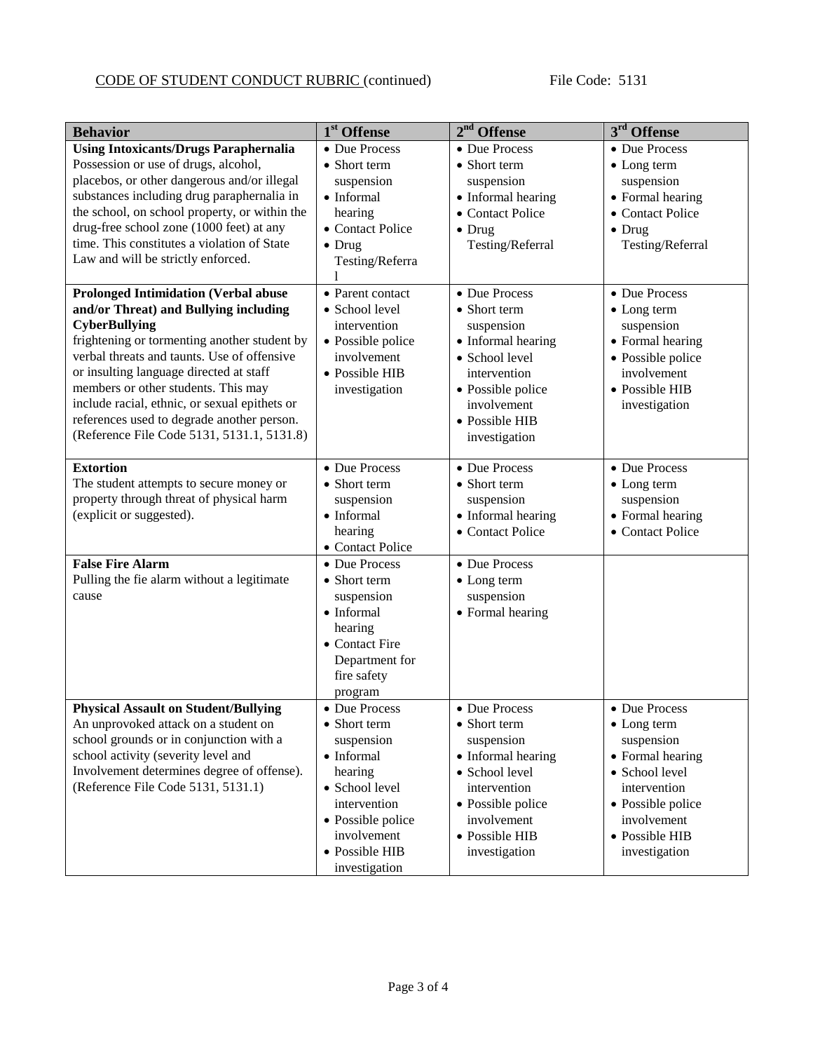CODE OF STUDENT CONDUCT RUBRIC (continued) File Code: 5131

| Behavior | 1st Offense | 2nd Offense | 3rd Offense |
|---|---|---|---|
| **Using Intoxicants/Drugs Paraphernalia** Possession or use of drugs, alcohol, placebos, or other dangerous and/or illegal substances including drug paraphernalia in the school, on school property, or within the drug-free school zone (1000 feet) at any time. This constitutes a violation of State Law and will be strictly enforced. | • Due Process<br>• Short term suspension<br>• Informal hearing<br>• Contact Police<br>• Drug Testing/Referral | • Due Process<br>• Short term suspension<br>• Informal hearing<br>• Contact Police<br>• Drug Testing/Referral | • Due Process<br>• Long term suspension<br>• Formal hearing<br>• Contact Police<br>• Drug Testing/Referral |
| **Prolonged Intimidation (Verbal abuse and/or Threat) and Bullying including CyberBullying** frightening or tormenting another student by verbal threats and taunts. Use of offensive or insulting language directed at staff members or other students. This may include racial, ethnic, or sexual epithets or references used to degrade another person. (Reference File Code 5131, 5131.1, 5131.8) | • Parent contact<br>• School level intervention<br>• Possible police involvement<br>• Possible HIB investigation | • Due Process<br>• Short term suspension<br>• Informal hearing<br>• School level intervention<br>• Possible police involvement<br>• Possible HIB investigation | • Due Process<br>• Long term suspension<br>• Formal hearing<br>• Possible police involvement<br>• Possible HIB investigation |
| **Extortion** The student attempts to secure money or property through threat of physical harm (explicit or suggested). | • Due Process<br>• Short term suspension<br>• Informal hearing<br>• Contact Police | • Due Process<br>• Short term suspension<br>• Informal hearing<br>• Contact Police | • Due Process<br>• Long term suspension<br>• Formal hearing<br>• Contact Police |
| **False Fire Alarm** Pulling the fie alarm without a legitimate cause | • Due Process<br>• Short term suspension<br>• Informal hearing<br>• Contact Fire Department for fire safety program | • Due Process<br>• Long term suspension<br>• Formal hearing | |
| **Physical Assault on Student/Bullying** An unprovoked attack on a student on school grounds or in conjunction with a school activity (severity level and Involvement determines degree of offense). (Reference File Code 5131, 5131.1) | • Due Process<br>• Short term suspension<br>• Informal hearing<br>• School level intervention<br>• Possible police involvement<br>• Possible HIB investigation | • Due Process<br>• Short term suspension<br>• Informal hearing<br>• School level intervention<br>• Possible police involvement<br>• Possible HIB investigation | • Due Process<br>• Long term suspension<br>• Formal hearing<br>• School level intervention<br>• Possible police involvement<br>• Possible HIB investigation |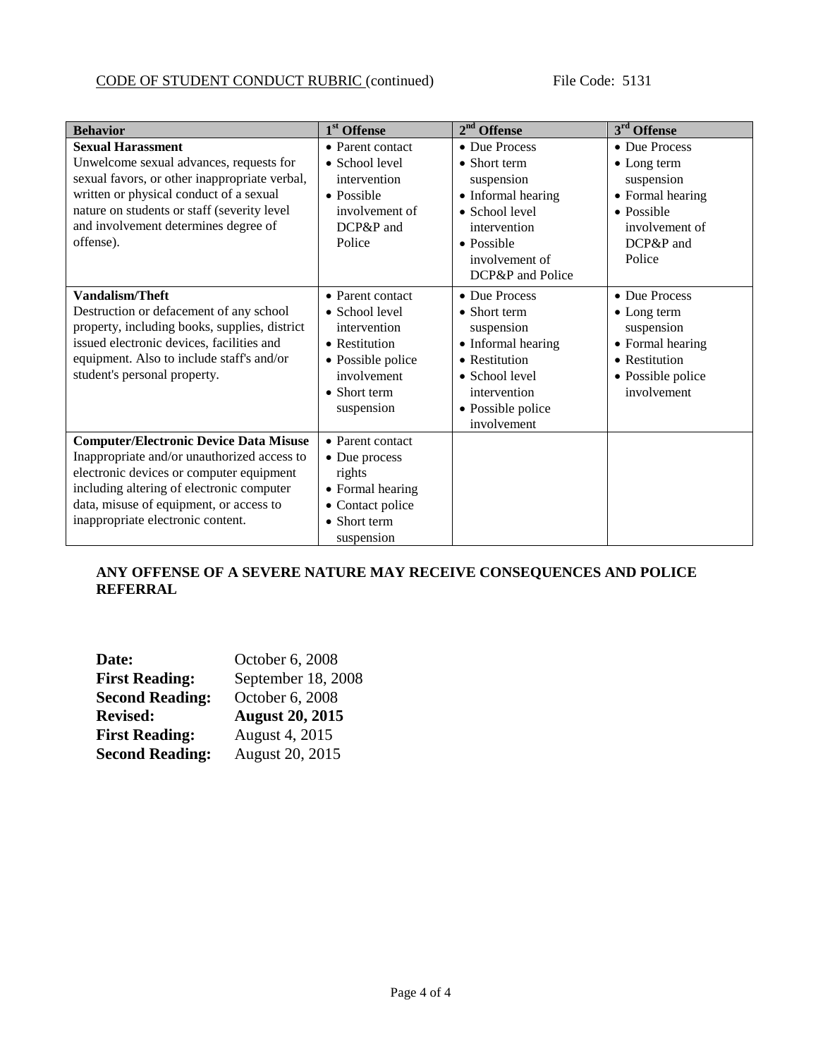CODE OF STUDENT CONDUCT RUBRIC (continued) File Code: 5131

| Behavior | 1st Offense | 2nd Offense | 3rd Offense |
|---|---|---|---|
| **Sexual Harassment**<br>Unwelcome sexual advances, requests for sexual favors, or other inappropriate verbal, written or physical conduct of a sexual nature on students or staff (severity level and involvement determines degree of offense). | • Parent contact<br>• School level intervention<br>• Possible involvement of DCP&P and Police | • Due Process<br>• Short term suspension<br>• Informal hearing<br>• School level intervention<br>• Possible involvement of DCP&P and Police | • Due Process<br>• Long term suspension<br>• Formal hearing<br>• Possible involvement of DCP&P and Police |
| **Vandalism/Theft**<br>Destruction or defacement of any school property, including books, supplies, district issued electronic devices, facilities and equipment. Also to include staff's and/or student's personal property. | • Parent contact<br>• School level intervention<br>• Restitution<br>• Possible police involvement<br>• Short term suspension | • Due Process<br>• Short term suspension<br>• Informal hearing<br>• Restitution<br>• School level intervention<br>• Possible police involvement | • Due Process<br>• Long term suspension<br>• Formal hearing<br>• Restitution<br>• Possible police involvement |
| **Computer/Electronic Device Data Misuse**<br>Inappropriate and/or unauthorized access to electronic devices or computer equipment including altering of electronic computer data, misuse of equipment, or access to inappropriate electronic content. | • Parent contact<br>• Due process rights<br>• Formal hearing<br>• Contact police<br>• Short term suspension | | |

**ANY OFFENSE OF A SEVERE NATURE MAY RECEIVE CONSEQUENCES AND POLICE REFERRAL**

| | |
|---|---|
| **Date:** | October 6, 2008 |
| **First Reading:** | September 18, 2008 |
| **Second Reading:** | October 6, 2008 |
| **Revised:** | **August 20, 2015** |
| **First Reading:** | August 4, 2015 |
| **Second Reading:** | August 20, 2015 |